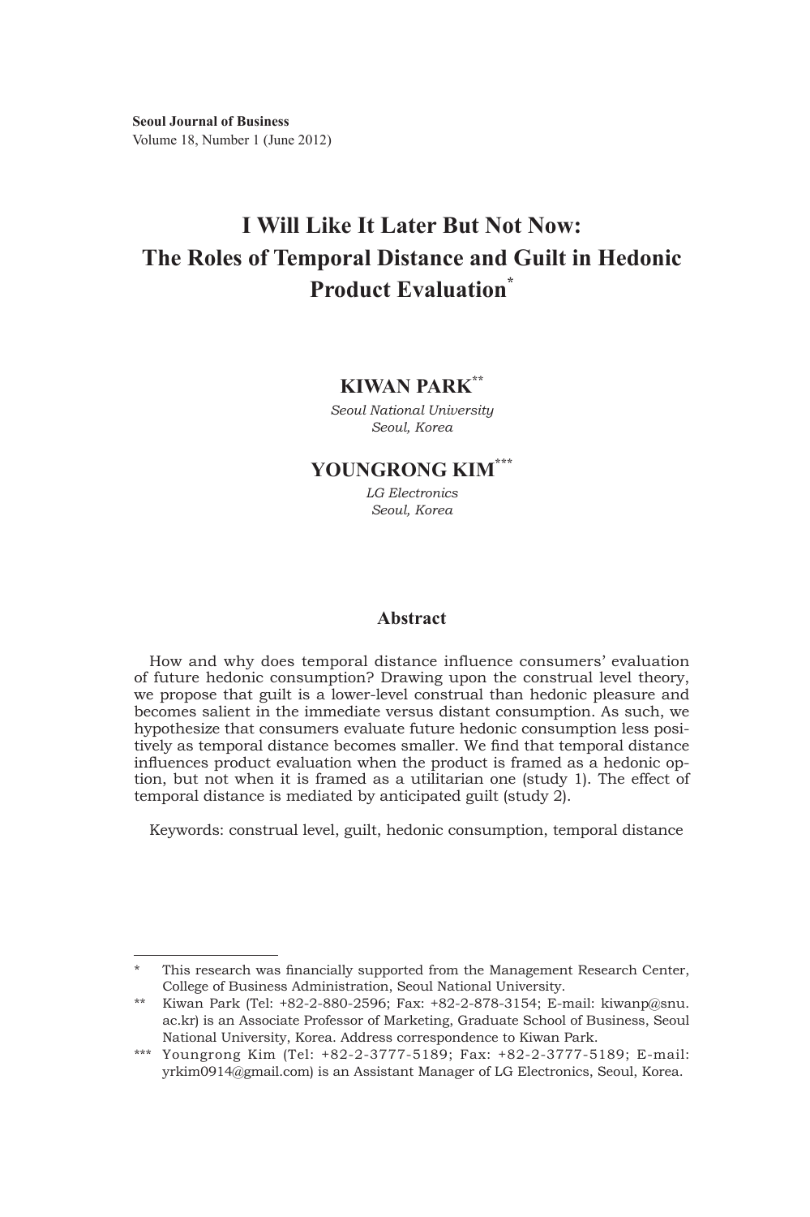# I Will Like It Later But Not Now: The Roles of Temporal Distance and Guilt in Hedonic Product Evaluation[*]

**KIWAN PARK**[**]

*Seoul National University*
*Seoul, Korea*

**YOUNGRONG KIM**[***]

*LG Electronics*
*Seoul, Korea*

## Abstract

How and why does temporal distance influence consumers' evaluation of future hedonic consumption? Drawing upon the construal level theory, we propose that guilt is a lower-level construal than hedonic pleasure and becomes salient in the immediate versus distant consumption. As such, we hypothesize that consumers evaluate future hedonic consumption less positively as temporal distance becomes smaller. We find that temporal distance influences product evaluation when the product is framed as a hedonic option, but not when it is framed as a utilitarian one (study 1). The effect of temporal distance is mediated by anticipated guilt (study 2).

Keywords: construal level, guilt, hedonic consumption, temporal distance

---

[*] This research was financially supported from the Management Research Center, College of Business Administration, Seoul National University.

[**] Kiwan Park (Tel: +82-2-880-2596; Fax: +82-2-878-3154; E-mail: kiwanp@snu.ac.kr) is an Associate Professor of Marketing, Graduate School of Business, Seoul National University, Korea. Address correspondence to Kiwan Park.

[***] Youngrong Kim (Tel: +82-2-3777-5189; Fax: +82-2-3777-5189; E-mail: yrkim0914@gmail.com) is an Assistant Manager of LG Electronics, Seoul, Korea.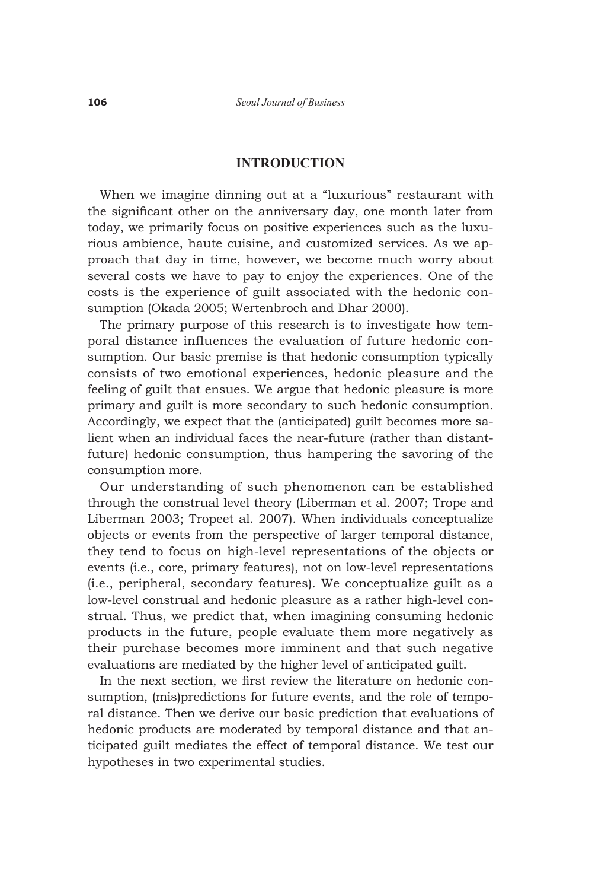## INTRODUCTION

When we imagine dinning out at a "luxurious" restaurant with the significant other on the anniversary day, one month later from today, we primarily focus on positive experiences such as the luxurious ambience, haute cuisine, and customized services. As we approach that day in time, however, we become much worry about several costs we have to pay to enjoy the experiences. One of the costs is the experience of guilt associated with the hedonic consumption (Okada 2005; Wertenbroch and Dhar 2000).

The primary purpose of this research is to investigate how temporal distance influences the evaluation of future hedonic consumption. Our basic premise is that hedonic consumption typically consists of two emotional experiences, hedonic pleasure and the feeling of guilt that ensues. We argue that hedonic pleasure is more primary and guilt is more secondary to such hedonic consumption. Accordingly, we expect that the (anticipated) guilt becomes more salient when an individual faces the near-future (rather than distant-future) hedonic consumption, thus hampering the savoring of the consumption more.

Our understanding of such phenomenon can be established through the construal level theory (Liberman et al. 2007; Trope and Liberman 2003; Tropeet al. 2007). When individuals conceptualize objects or events from the perspective of larger temporal distance, they tend to focus on high-level representations of the objects or events (i.e., core, primary features), not on low-level representations (i.e., peripheral, secondary features). We conceptualize guilt as a low-level construal and hedonic pleasure as a rather high-level construal. Thus, we predict that, when imagining consuming hedonic products in the future, people evaluate them more negatively as their purchase becomes more imminent and that such negative evaluations are mediated by the higher level of anticipated guilt.

In the next section, we first review the literature on hedonic consumption, (mis)predictions for future events, and the role of temporal distance. Then we derive our basic prediction that evaluations of hedonic products are moderated by temporal distance and that anticipated guilt mediates the effect of temporal distance. We test our hypotheses in two experimental studies.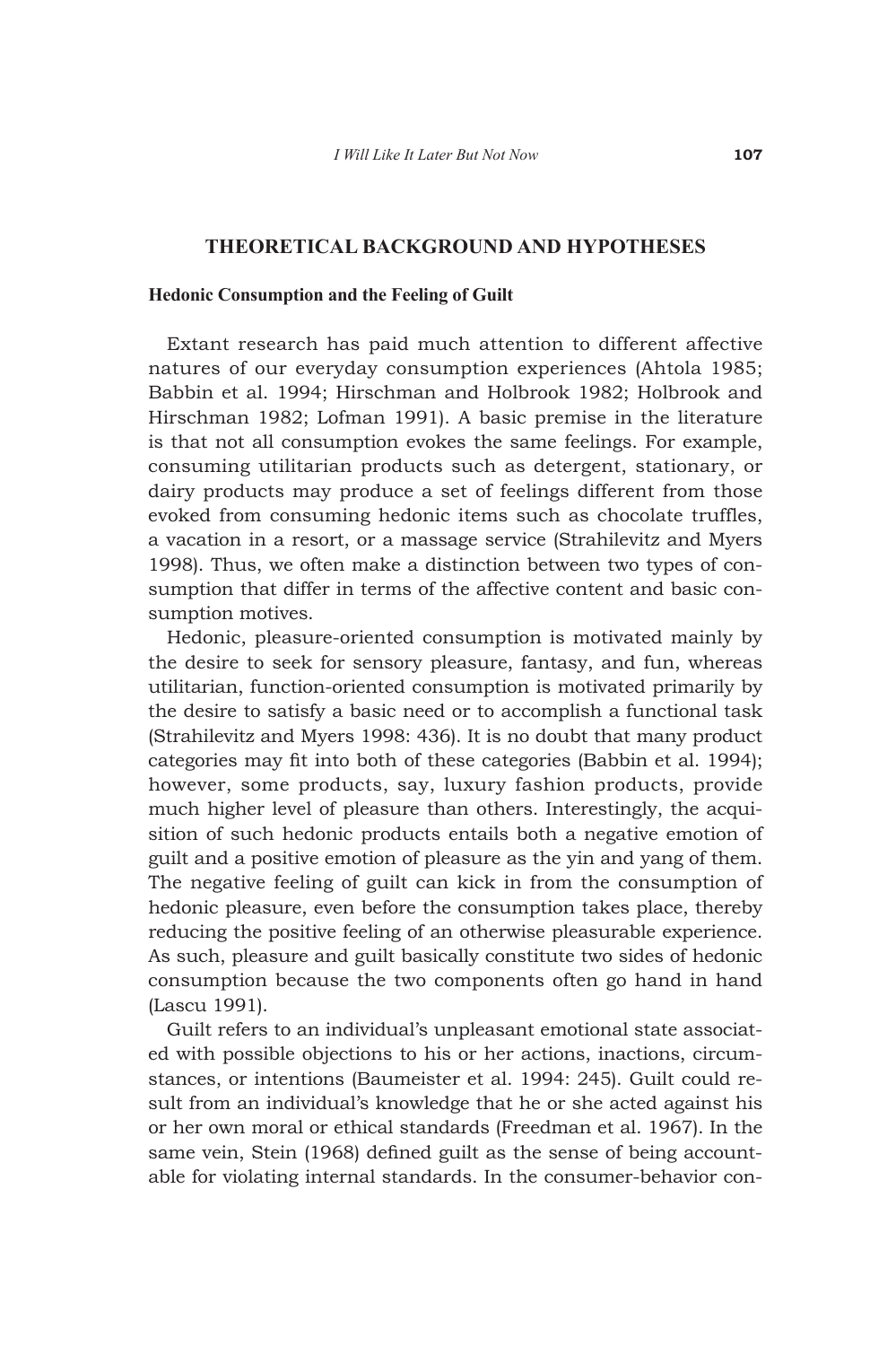## THEORETICAL BACKGROUND AND HYPOTHESES

### Hedonic Consumption and the Feeling of Guilt

Extant research has paid much attention to different affective natures of our everyday consumption experiences (Ahtola 1985; Babbin et al. 1994; Hirschman and Holbrook 1982; Holbrook and Hirschman 1982; Lofman 1991). A basic premise in the literature is that not all consumption evokes the same feelings. For example, consuming utilitarian products such as detergent, stationary, or dairy products may produce a set of feelings different from those evoked from consuming hedonic items such as chocolate truffles, a vacation in a resort, or a massage service (Strahilevitz and Myers 1998). Thus, we often make a distinction between two types of consumption that differ in terms of the affective content and basic consumption motives.

Hedonic, pleasure-oriented consumption is motivated mainly by the desire to seek for sensory pleasure, fantasy, and fun, whereas utilitarian, function-oriented consumption is motivated primarily by the desire to satisfy a basic need or to accomplish a functional task (Strahilevitz and Myers 1998: 436). It is no doubt that many product categories may fit into both of these categories (Babbin et al. 1994); however, some products, say, luxury fashion products, provide much higher level of pleasure than others. Interestingly, the acquisition of such hedonic products entails both a negative emotion of guilt and a positive emotion of pleasure as the yin and yang of them. The negative feeling of guilt can kick in from the consumption of hedonic pleasure, even before the consumption takes place, thereby reducing the positive feeling of an otherwise pleasurable experience. As such, pleasure and guilt basically constitute two sides of hedonic consumption because the two components often go hand in hand (Lascu 1991).

Guilt refers to an individual's unpleasant emotional state associated with possible objections to his or her actions, inactions, circumstances, or intentions (Baumeister et al. 1994: 245). Guilt could result from an individual's knowledge that he or she acted against his or her own moral or ethical standards (Freedman et al. 1967). In the same vein, Stein (1968) defined guilt as the sense of being accountable for violating internal standards. In the consumer-behavior con-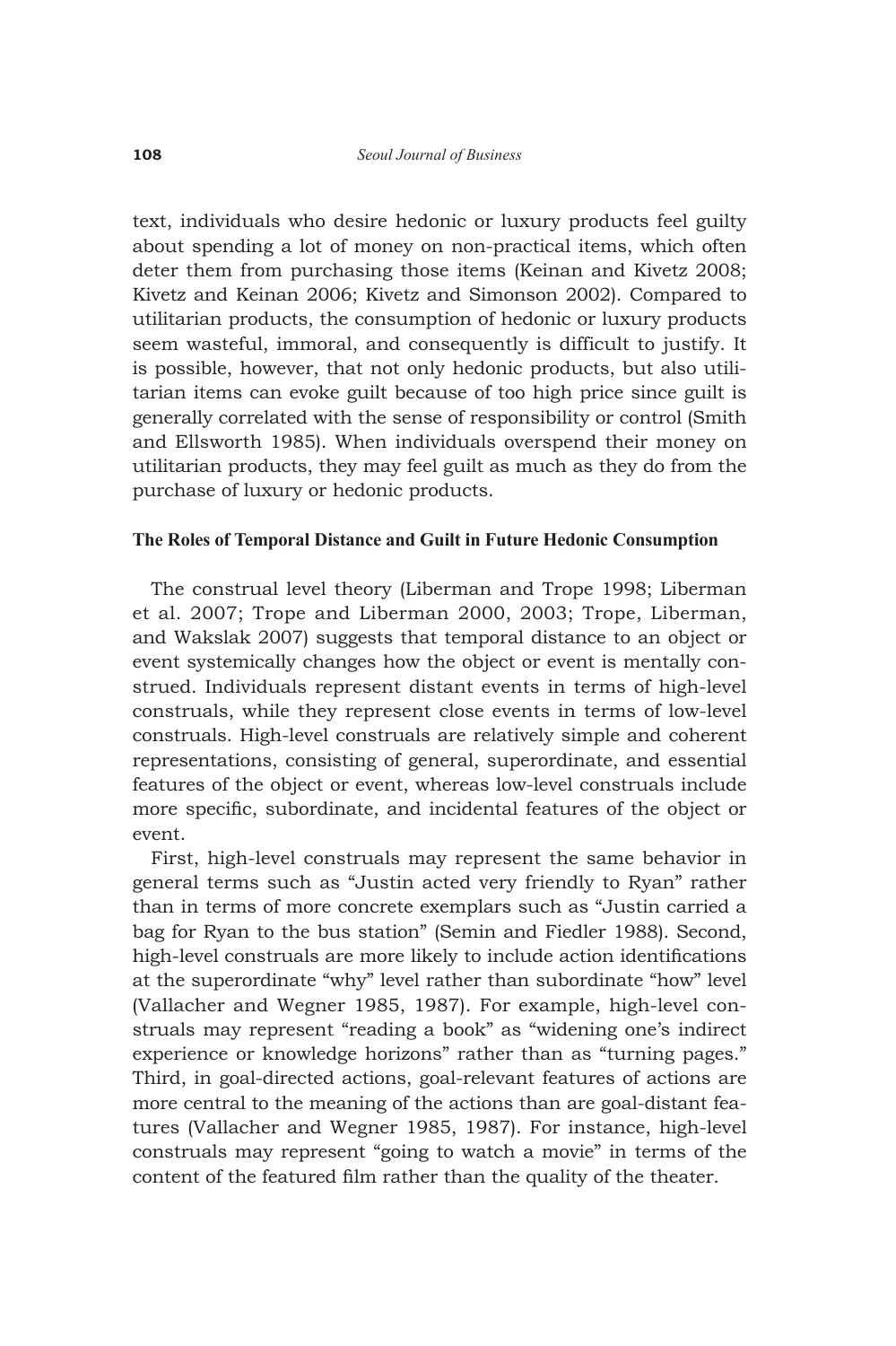text, individuals who desire hedonic or luxury products feel guilty about spending a lot of money on non-practical items, which often deter them from purchasing those items (Keinan and Kivetz 2008; Kivetz and Keinan 2006; Kivetz and Simonson 2002). Compared to utilitarian products, the consumption of hedonic or luxury products seem wasteful, immoral, and consequently is difficult to justify. It is possible, however, that not only hedonic products, but also utilitarian items can evoke guilt because of too high price since guilt is generally correlated with the sense of responsibility or control (Smith and Ellsworth 1985). When individuals overspend their money on utilitarian products, they may feel guilt as much as they do from the purchase of luxury or hedonic products.

### The Roles of Temporal Distance and Guilt in Future Hedonic Consumption

The construal level theory (Liberman and Trope 1998; Liberman et al. 2007; Trope and Liberman 2000, 2003; Trope, Liberman, and Wakslak 2007) suggests that temporal distance to an object or event systemically changes how the object or event is mentally construed. Individuals represent distant events in terms of high-level construals, while they represent close events in terms of low-level construals. High-level construals are relatively simple and coherent representations, consisting of general, superordinate, and essential features of the object or event, whereas low-level construals include more specific, subordinate, and incidental features of the object or event.

First, high-level construals may represent the same behavior in general terms such as "Justin acted very friendly to Ryan" rather than in terms of more concrete exemplars such as "Justin carried a bag for Ryan to the bus station" (Semin and Fiedler 1988). Second, high-level construals are more likely to include action identifications at the superordinate "why" level rather than subordinate "how" level (Vallacher and Wegner 1985, 1987). For example, high-level construals may represent "reading a book" as "widening one's indirect experience or knowledge horizons" rather than as "turning pages." Third, in goal-directed actions, goal-relevant features of actions are more central to the meaning of the actions than are goal-distant features (Vallacher and Wegner 1985, 1987). For instance, high-level construals may represent "going to watch a movie" in terms of the content of the featured film rather than the quality of the theater.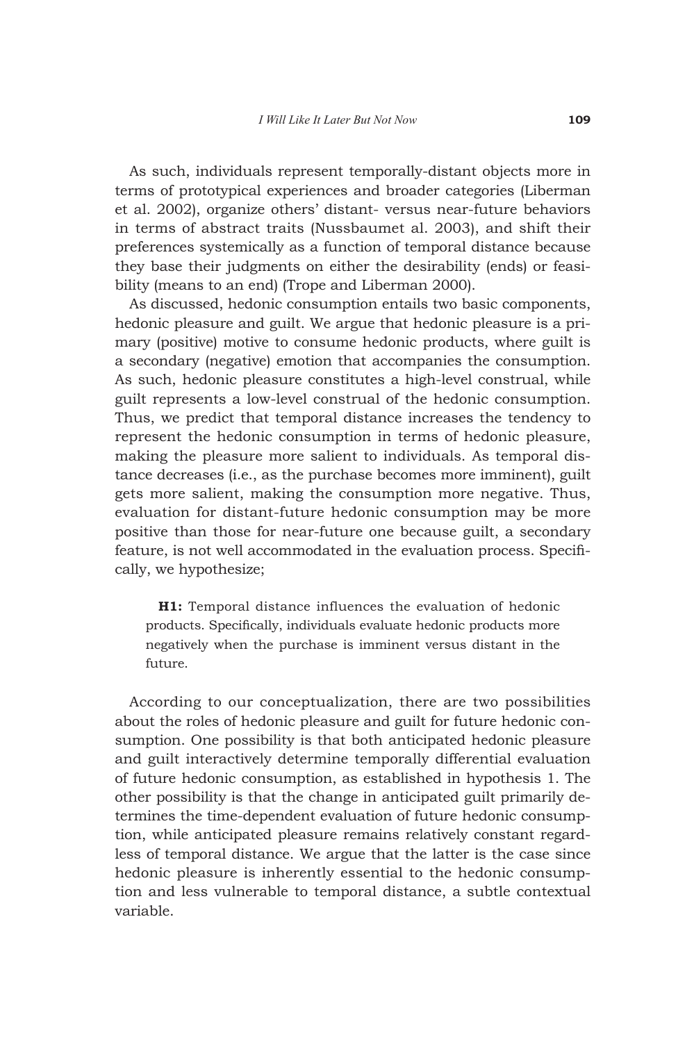As such, individuals represent temporally-distant objects more in terms of prototypical experiences and broader categories (Liberman et al. 2002), organize others' distant- versus near-future behaviors in terms of abstract traits (Nussbaumet al. 2003), and shift their preferences systemically as a function of temporal distance because they base their judgments on either the desirability (ends) or feasibility (means to an end) (Trope and Liberman 2000).

As discussed, hedonic consumption entails two basic components, hedonic pleasure and guilt. We argue that hedonic pleasure is a primary (positive) motive to consume hedonic products, where guilt is a secondary (negative) emotion that accompanies the consumption. As such, hedonic pleasure constitutes a high-level construal, while guilt represents a low-level construal of the hedonic consumption. Thus, we predict that temporal distance increases the tendency to represent the hedonic consumption in terms of hedonic pleasure, making the pleasure more salient to individuals. As temporal distance decreases (i.e., as the purchase becomes more imminent), guilt gets more salient, making the consumption more negative. Thus, evaluation for distant-future hedonic consumption may be more positive than those for near-future one because guilt, a secondary feature, is not well accommodated in the evaluation process. Specifically, we hypothesize;

> **H1:** Temporal distance influences the evaluation of hedonic products. Specifically, individuals evaluate hedonic products more negatively when the purchase is imminent versus distant in the future.

According to our conceptualization, there are two possibilities about the roles of hedonic pleasure and guilt for future hedonic consumption. One possibility is that both anticipated hedonic pleasure and guilt interactively determine temporally differential evaluation of future hedonic consumption, as established in hypothesis 1. The other possibility is that the change in anticipated guilt primarily determines the time-dependent evaluation of future hedonic consumption, while anticipated pleasure remains relatively constant regardless of temporal distance. We argue that the latter is the case since hedonic pleasure is inherently essential to the hedonic consumption and less vulnerable to temporal distance, a subtle contextual variable.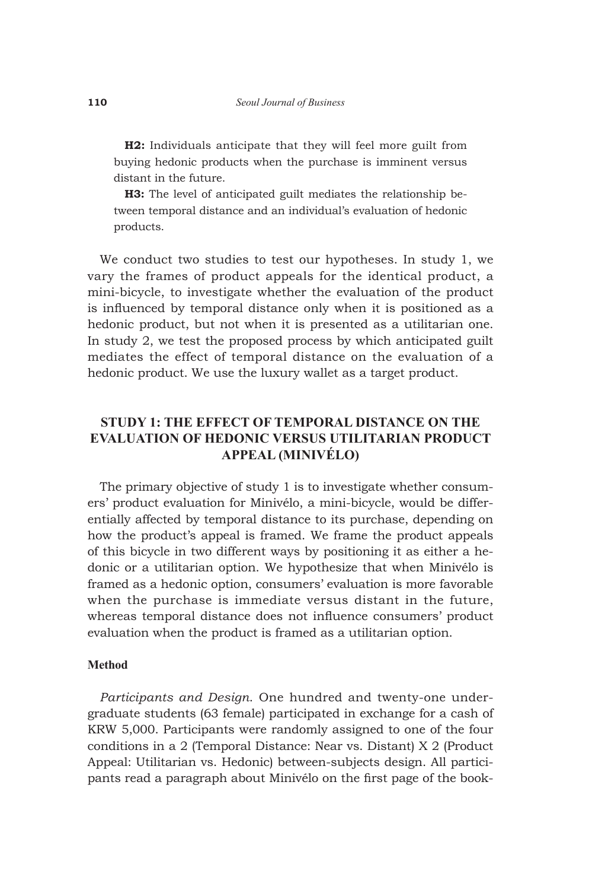**H2:** Individuals anticipate that they will feel more guilt from buying hedonic products when the purchase is imminent versus distant in the future.

**H3:** The level of anticipated guilt mediates the relationship between temporal distance and an individual's evaluation of hedonic products.

We conduct two studies to test our hypotheses. In study 1, we vary the frames of product appeals for the identical product, a mini-bicycle, to investigate whether the evaluation of the product is influenced by temporal distance only when it is positioned as a hedonic product, but not when it is presented as a utilitarian one. In study 2, we test the proposed process by which anticipated guilt mediates the effect of temporal distance on the evaluation of a hedonic product. We use the luxury wallet as a target product.

## STUDY 1: THE EFFECT OF TEMPORAL DISTANCE ON THE EVALUATION OF HEDONIC VERSUS UTILITARIAN PRODUCT APPEAL (MINIVÉLO)

The primary objective of study 1 is to investigate whether consumers' product evaluation for Minivélo, a mini-bicycle, would be differentially affected by temporal distance to its purchase, depending on how the product's appeal is framed. We frame the product appeals of this bicycle in two different ways by positioning it as either a hedonic or a utilitarian option. We hypothesize that when Minivélo is framed as a hedonic option, consumers' evaluation is more favorable when the purchase is immediate versus distant in the future, whereas temporal distance does not influence consumers' product evaluation when the product is framed as a utilitarian option.

### Method

*Participants and Design*. One hundred and twenty-one undergraduate students (63 female) participated in exchange for a cash of KRW 5,000. Participants were randomly assigned to one of the four conditions in a 2 (Temporal Distance: Near vs. Distant) X 2 (Product Appeal: Utilitarian vs. Hedonic) between-subjects design. All participants read a paragraph about Minivélo on the first page of the book-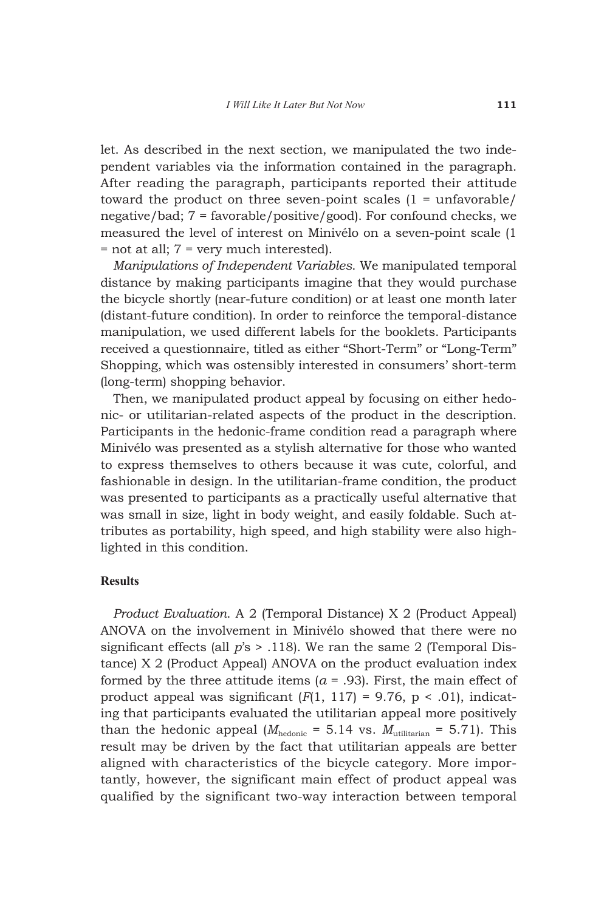let. As described in the next section, we manipulated the two independent variables via the information contained in the paragraph. After reading the paragraph, participants reported their attitude toward the product on three seven-point scales (1 = unfavorable/negative/bad; 7 = favorable/positive/good). For confound checks, we measured the level of interest on Minivélo on a seven-point scale (1 = not at all; 7 = very much interested).

*Manipulations of Independent Variables*. We manipulated temporal distance by making participants imagine that they would purchase the bicycle shortly (near-future condition) or at least one month later (distant-future condition). In order to reinforce the temporal-distance manipulation, we used different labels for the booklets. Participants received a questionnaire, titled as either "Short-Term" or "Long-Term" Shopping, which was ostensibly interested in consumers' short-term (long-term) shopping behavior.

Then, we manipulated product appeal by focusing on either hedonic- or utilitarian-related aspects of the product in the description. Participants in the hedonic-frame condition read a paragraph where Minivélo was presented as a stylish alternative for those who wanted to express themselves to others because it was cute, colorful, and fashionable in design. In the utilitarian-frame condition, the product was presented to participants as a practically useful alternative that was small in size, light in body weight, and easily foldable. Such attributes as portability, high speed, and high stability were also highlighted in this condition.

### Results

*Product Evaluation.* A 2 (Temporal Distance) X 2 (Product Appeal) ANOVA on the involvement in Minivélo showed that there were no significant effects (all $p$'s > .118). We ran the same 2 (Temporal Distance) X 2 (Product Appeal) ANOVA on the product evaluation index formed by the three attitude items ($\alpha$ = .93). First, the main effect of product appeal was significant ($F(1, 117) = 9.76$, $p < .01$), indicating that participants evaluated the utilitarian appeal more positively than the hedonic appeal ($M_{hedonic} = 5.14$ vs. $M_{utilitarian} = 5.71$). This result may be driven by the fact that utilitarian appeals are better aligned with characteristics of the bicycle category. More importantly, however, the significant main effect of product appeal was qualified by the significant two-way interaction between temporal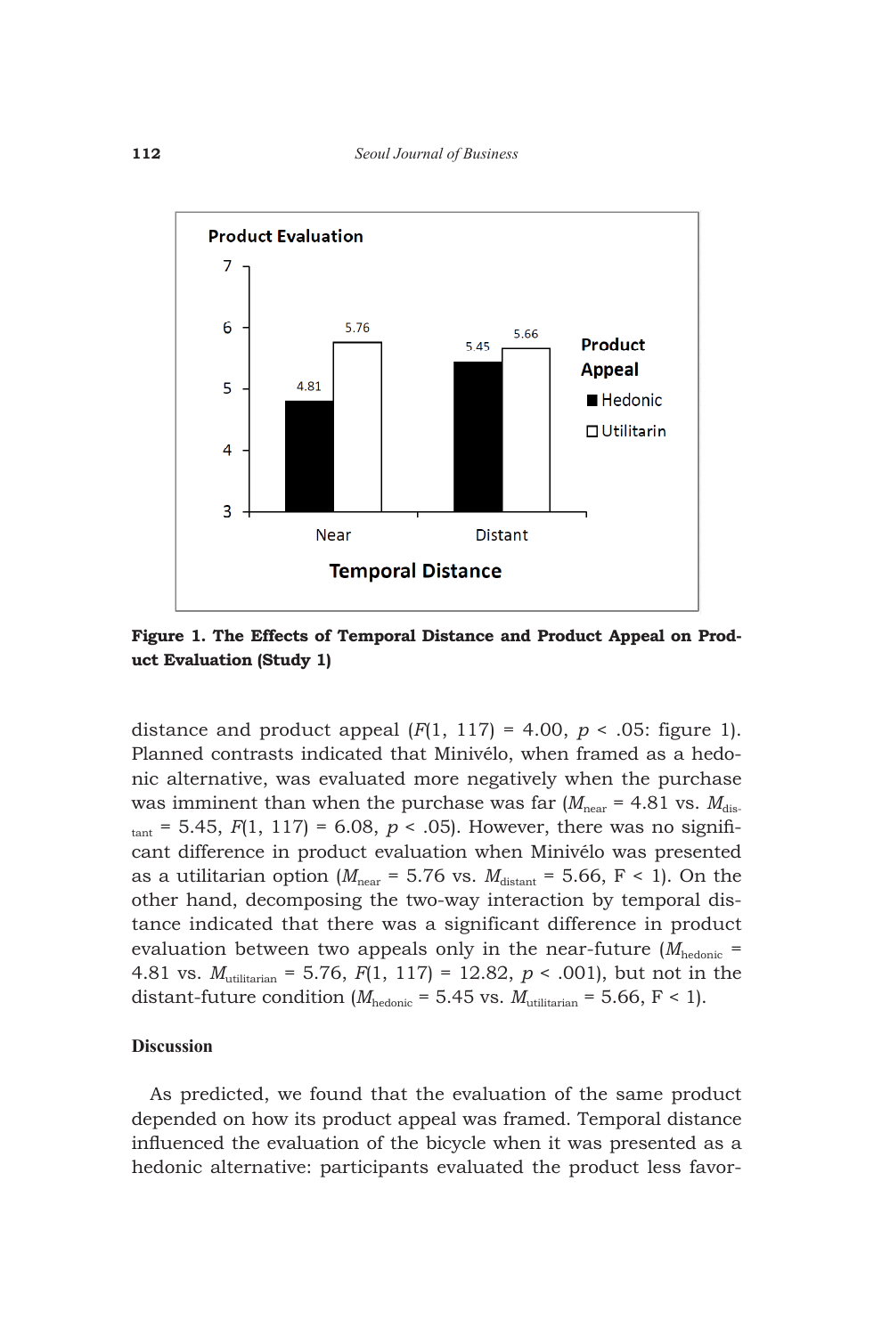**Figure 1. The Effects of Temporal Distance and Product Appeal on Product Evaluation (Study 1)**

distance and product appeal ($F(1, 117) = 4.00$, $p < .05$: figure 1). Planned contrasts indicated that Minivélo, when framed as a hedonic alternative, was evaluated more negatively when the purchase was imminent than when the purchase was far ($M_{near} = 4.81$ vs. $M_{distant} = 5.45$, $F(1, 117) = 6.08$, $p < .05$). However, there was no significant difference in product evaluation when Minivélo was presented as a utilitarian option ($M_{near} = 5.76$ vs. $M_{distant} = 5.66$, $F < 1$). On the other hand, decomposing the two-way interaction by temporal distance indicated that there was a significant difference in product evaluation between two appeals only in the near-future ($M_{hedonic} = 4.81$ vs. $M_{utilitarian} = 5.76$, $F(1, 117) = 12.82$, $p < .001$), but not in the distant-future condition ($M_{hedonic} = 5.45$ vs. $M_{utilitarian} = 5.66$, $F < 1$).

### Discussion

As predicted, we found that the evaluation of the same product depended on how its product appeal was framed. Temporal distance influenced the evaluation of the bicycle when it was presented as a hedonic alternative: participants evaluated the product less favor-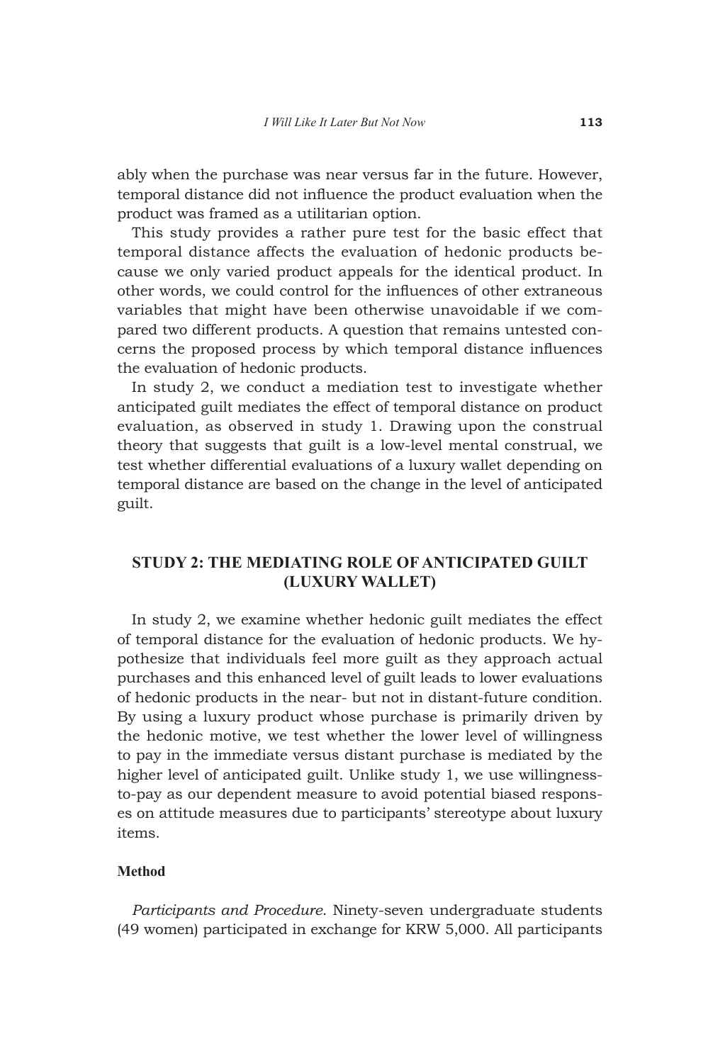ably when the purchase was near versus far in the future. However, temporal distance did not influence the product evaluation when the product was framed as a utilitarian option.

This study provides a rather pure test for the basic effect that temporal distance affects the evaluation of hedonic products because we only varied product appeals for the identical product. In other words, we could control for the influences of other extraneous variables that might have been otherwise unavoidable if we compared two different products. A question that remains untested concerns the proposed process by which temporal distance influences the evaluation of hedonic products.

In study 2, we conduct a mediation test to investigate whether anticipated guilt mediates the effect of temporal distance on product evaluation, as observed in study 1. Drawing upon the construal theory that suggests that guilt is a low-level mental construal, we test whether differential evaluations of a luxury wallet depending on temporal distance are based on the change in the level of anticipated guilt.

## STUDY 2: THE MEDIATING ROLE OF ANTICIPATED GUILT (LUXURY WALLET)

In study 2, we examine whether hedonic guilt mediates the effect of temporal distance for the evaluation of hedonic products. We hypothesize that individuals feel more guilt as they approach actual purchases and this enhanced level of guilt leads to lower evaluations of hedonic products in the near- but not in distant-future condition. By using a luxury product whose purchase is primarily driven by the hedonic motive, we test whether the lower level of willingness to pay in the immediate versus distant purchase is mediated by the higher level of anticipated guilt. Unlike study 1, we use willingness-to-pay as our dependent measure to avoid potential biased responses on attitude measures due to participants' stereotype about luxury items.

### Method

*Participants and Procedure.* Ninety-seven undergraduate students (49 women) participated in exchange for KRW 5,000. All participants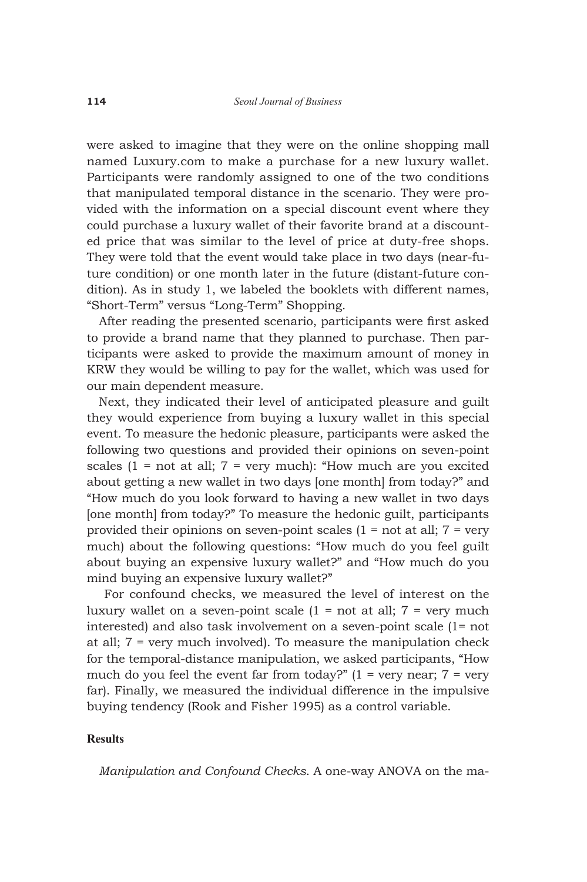were asked to imagine that they were on the online shopping mall named Luxury.com to make a purchase for a new luxury wallet. Participants were randomly assigned to one of the two conditions that manipulated temporal distance in the scenario. They were provided with the information on a special discount event where they could purchase a luxury wallet of their favorite brand at a discounted price that was similar to the level of price at duty-free shops. They were told that the event would take place in two days (near-future condition) or one month later in the future (distant-future condition). As in study 1, we labeled the booklets with different names, "Short-Term" versus "Long-Term" Shopping.

After reading the presented scenario, participants were first asked to provide a brand name that they planned to purchase. Then participants were asked to provide the maximum amount of money in KRW they would be willing to pay for the wallet, which was used for our main dependent measure.

Next, they indicated their level of anticipated pleasure and guilt they would experience from buying a luxury wallet in this special event. To measure the hedonic pleasure, participants were asked the following two questions and provided their opinions on seven-point scales (1 = not at all; 7 = very much): "How much are you excited about getting a new wallet in two days [one month] from today?" and "How much do you look forward to having a new wallet in two days [one month] from today?" To measure the hedonic guilt, participants provided their opinions on seven-point scales (1 = not at all; 7 = very much) about the following questions: "How much do you feel guilt about buying an expensive luxury wallet?" and "How much do you mind buying an expensive luxury wallet?"

For confound checks, we measured the level of interest on the luxury wallet on a seven-point scale (1 = not at all; 7 = very much interested) and also task involvement on a seven-point scale (1= not at all; 7 = very much involved). To measure the manipulation check for the temporal-distance manipulation, we asked participants, "How much do you feel the event far from today?" (1 = very near; 7 = very far). Finally, we measured the individual difference in the impulsive buying tendency (Rook and Fisher 1995) as a control variable.

### Results

*Manipulation and Confound Checks*. A one-way ANOVA on the ma-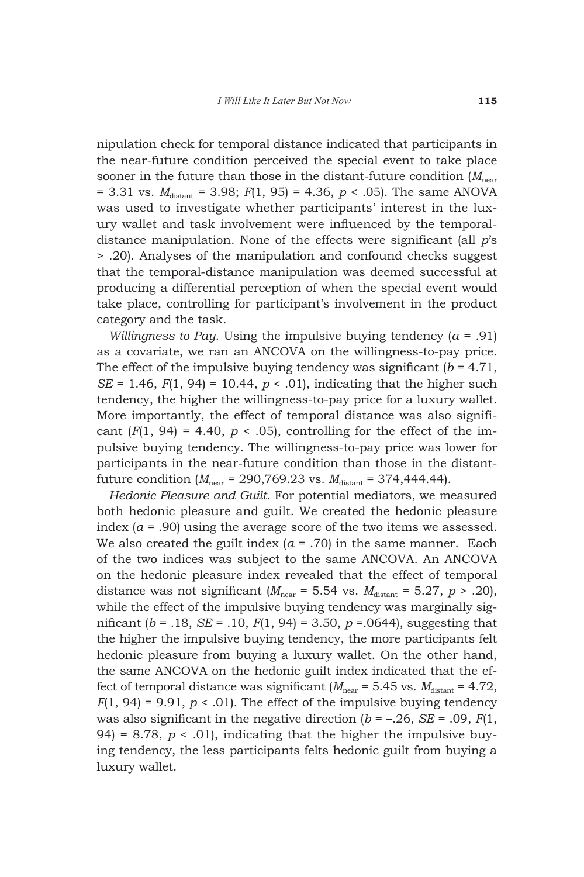nipulation check for temporal distance indicated that participants in the near-future condition perceived the special event to take place sooner in the future than those in the distant-future condition ($M_{near}$ = 3.31 vs. $M_{distant}$ = 3.98; $F(1, 95) = 4.36$, $p < .05$). The same ANOVA was used to investigate whether participants' interest in the luxury wallet and task involvement were influenced by the temporal-distance manipulation. None of the effects were significant (all *p*'s > .20). Analyses of the manipulation and confound checks suggest that the temporal-distance manipulation was deemed successful at producing a differential perception of when the special event would take place, controlling for participant's involvement in the product category and the task.

*Willingness to Pay*. Using the impulsive buying tendency ($\alpha = .91$) as a covariate, we ran an ANCOVA on the willingness-to-pay price. The effect of the impulsive buying tendency was significant ($b = 4.71$, $SE = 1.46$, $F(1, 94) = 10.44$, $p < .01$), indicating that the higher such tendency, the higher the willingness-to-pay price for a luxury wallet. More importantly, the effect of temporal distance was also significant ($F(1, 94) = 4.40$, $p < .05$), controlling for the effect of the impulsive buying tendency. The willingness-to-pay price was lower for participants in the near-future condition than those in the distant-future condition ($M_{near}$ = 290,769.23 vs. $M_{distant}$ = 374,444.44).

*Hedonic Pleasure and Guilt*. For potential mediators, we measured both hedonic pleasure and guilt. We created the hedonic pleasure index ($\alpha = .90$) using the average score of the two items we assessed. We also created the guilt index ($\alpha = .70$) in the same manner. Each of the two indices was subject to the same ANCOVA. An ANCOVA on the hedonic pleasure index revealed that the effect of temporal distance was not significant ($M_{near}$ = 5.54 vs. $M_{distant}$ = 5.27, $p > .20$), while the effect of the impulsive buying tendency was marginally significant ($b = .18$, $SE = .10$, $F(1, 94) = 3.50$, $p = .0644$), suggesting that the higher the impulsive buying tendency, the more participants felt hedonic pleasure from buying a luxury wallet. On the other hand, the same ANCOVA on the hedonic guilt index indicated that the effect of temporal distance was significant ($M_{near}$ = 5.45 vs. $M_{distant}$ = 4.72, $F(1, 94) = 9.91$, $p < .01$). The effect of the impulsive buying tendency was also significant in the negative direction ($b = -.26$, $SE = .09$, $F(1, 94) = 8.78$, $p < .01$), indicating that the higher the impulsive buying tendency, the less participants felts hedonic guilt from buying a luxury wallet.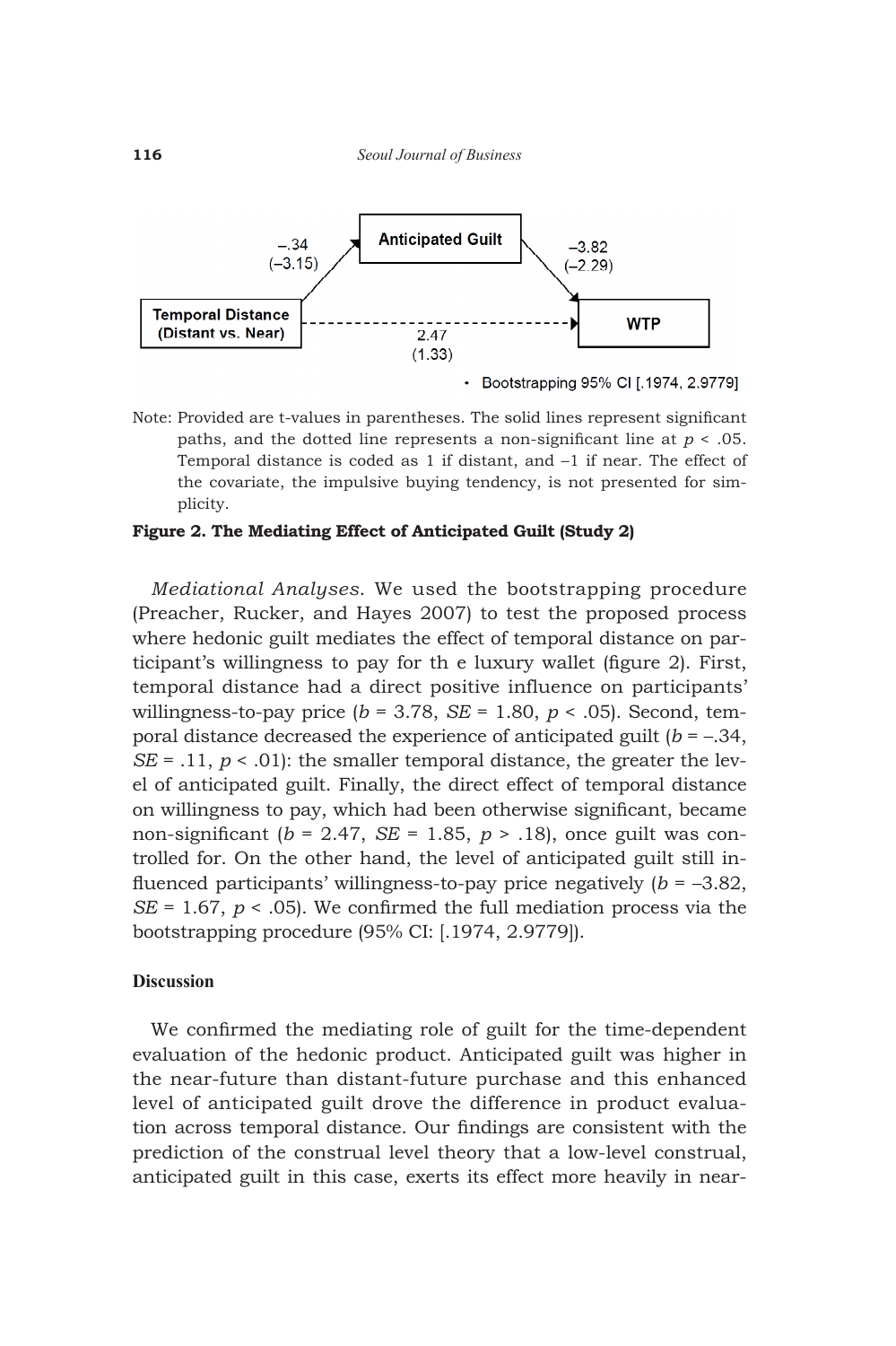Anticipated Guilt

–.34 (–3.15)

–3.82 (–2.29)

Temporal Distance (Distant vs. Near)

WTP

2.47 (1.33)

- Bootstrapping 95% CI [.1974, 2.9779]

Note: Provided are t-values in parentheses. The solid lines represent significant paths, and the dotted line represents a non-significant line at $p < .05$. Temporal distance is coded as 1 if distant, and –1 if near. The effect of the covariate, the impulsive buying tendency, is not presented for simplicity.

**Figure 2. The Mediating Effect of Anticipated Guilt (Study 2)**

*Mediational Analyses.* We used the bootstrapping procedure (Preacher, Rucker, and Hayes 2007) to test the proposed process where hedonic guilt mediates the effect of temporal distance on participant's willingness to pay for th e luxury wallet (figure 2). First, temporal distance had a direct positive influence on participants' willingness-to-pay price ($b$ = 3.78, $SE$ = 1.80, $p < .05$). Second, temporal distance decreased the experience of anticipated guilt ($b$ = –.34, $SE$ = .11, $p < .01$): the smaller temporal distance, the greater the level of anticipated guilt. Finally, the direct effect of temporal distance on willingness to pay, which had been otherwise significant, became non-significant ($b$ = 2.47, $SE$ = 1.85, $p > .18$), once guilt was controlled for. On the other hand, the level of anticipated guilt still influenced participants' willingness-to-pay price negatively ($b$ = –3.82, $SE$ = 1.67, $p < .05$). We confirmed the full mediation process via the bootstrapping procedure (95% CI: [.1974, 2.9779]).

### Discussion

We confirmed the mediating role of guilt for the time-dependent evaluation of the hedonic product. Anticipated guilt was higher in the near-future than distant-future purchase and this enhanced level of anticipated guilt drove the difference in product evaluation across temporal distance. Our findings are consistent with the prediction of the construal level theory that a low-level construal, anticipated guilt in this case, exerts its effect more heavily in near-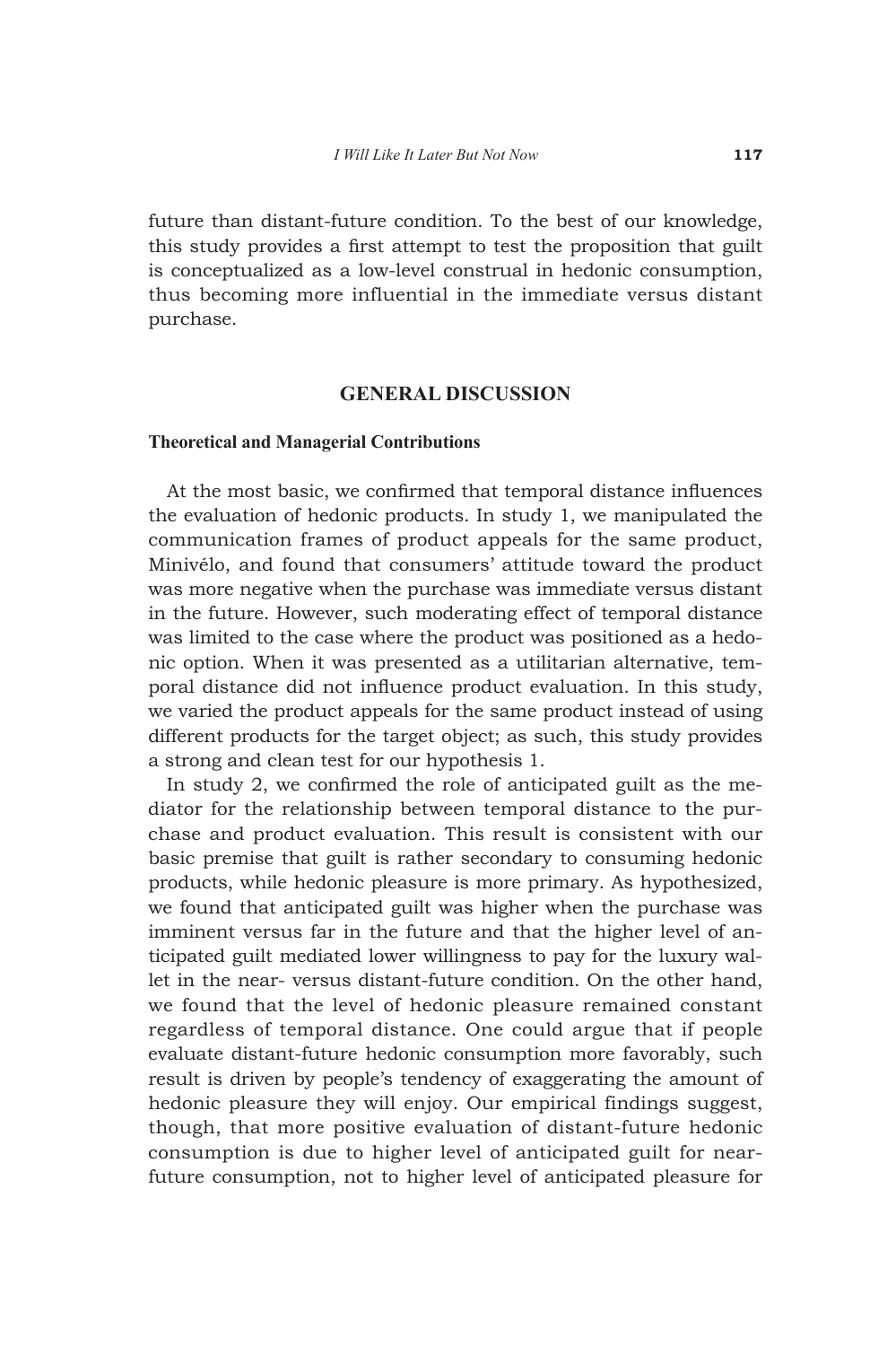future than distant-future condition. To the best of our knowledge, this study provides a first attempt to test the proposition that guilt is conceptualized as a low-level construal in hedonic consumption, thus becoming more influential in the immediate versus distant purchase.

## GENERAL DISCUSSION

### Theoretical and Managerial Contributions

At the most basic, we confirmed that temporal distance influences the evaluation of hedonic products. In study 1, we manipulated the communication frames of product appeals for the same product, Minivélo, and found that consumers' attitude toward the product was more negative when the purchase was immediate versus distant in the future. However, such moderating effect of temporal distance was limited to the case where the product was positioned as a hedonic option. When it was presented as a utilitarian alternative, temporal distance did not influence product evaluation. In this study, we varied the product appeals for the same product instead of using different products for the target object; as such, this study provides a strong and clean test for our hypothesis 1.

In study 2, we confirmed the role of anticipated guilt as the mediator for the relationship between temporal distance to the purchase and product evaluation. This result is consistent with our basic premise that guilt is rather secondary to consuming hedonic products, while hedonic pleasure is more primary. As hypothesized, we found that anticipated guilt was higher when the purchase was imminent versus far in the future and that the higher level of anticipated guilt mediated lower willingness to pay for the luxury wallet in the near- versus distant-future condition. On the other hand, we found that the level of hedonic pleasure remained constant regardless of temporal distance. One could argue that if people evaluate distant-future hedonic consumption more favorably, such result is driven by people's tendency of exaggerating the amount of hedonic pleasure they will enjoy. Our empirical findings suggest, though, that more positive evaluation of distant-future hedonic consumption is due to higher level of anticipated guilt for near-future consumption, not to higher level of anticipated pleasure for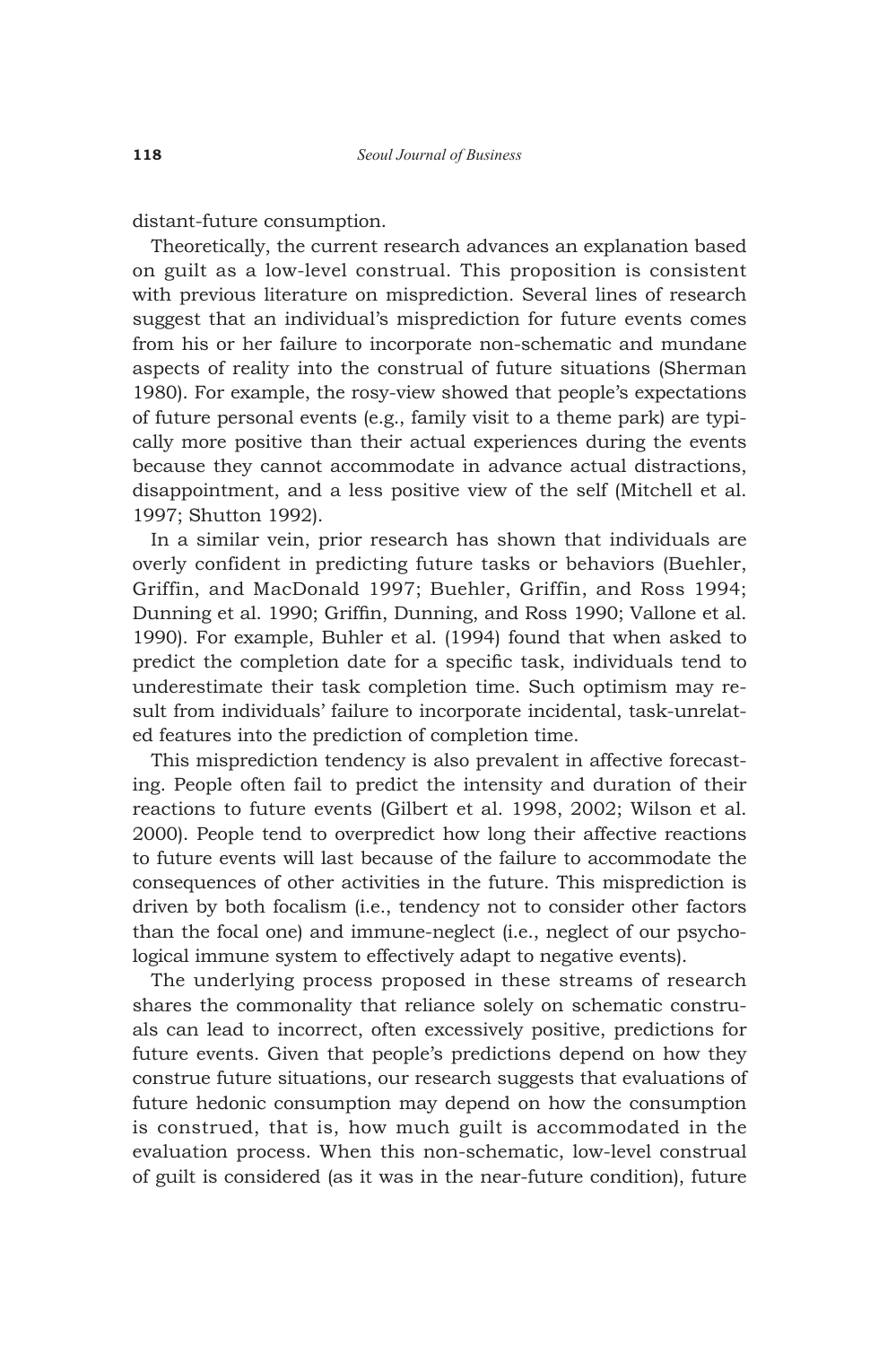distant-future consumption.

Theoretically, the current research advances an explanation based on guilt as a low-level construal. This proposition is consistent with previous literature on misprediction. Several lines of research suggest that an individual's misprediction for future events comes from his or her failure to incorporate non-schematic and mundane aspects of reality into the construal of future situations (Sherman 1980). For example, the rosy-view showed that people's expectations of future personal events (e.g., family visit to a theme park) are typically more positive than their actual experiences during the events because they cannot accommodate in advance actual distractions, disappointment, and a less positive view of the self (Mitchell et al. 1997; Shutton 1992).

In a similar vein, prior research has shown that individuals are overly confident in predicting future tasks or behaviors (Buehler, Griffin, and MacDonald 1997; Buehler, Griffin, and Ross 1994; Dunning et al. 1990; Griffin, Dunning, and Ross 1990; Vallone et al. 1990). For example, Buhler et al. (1994) found that when asked to predict the completion date for a specific task, individuals tend to underestimate their task completion time. Such optimism may result from individuals' failure to incorporate incidental, task-unrelated features into the prediction of completion time.

This misprediction tendency is also prevalent in affective forecasting. People often fail to predict the intensity and duration of their reactions to future events (Gilbert et al. 1998, 2002; Wilson et al. 2000). People tend to overpredict how long their affective reactions to future events will last because of the failure to accommodate the consequences of other activities in the future. This misprediction is driven by both focalism (i.e., tendency not to consider other factors than the focal one) and immune-neglect (i.e., neglect of our psychological immune system to effectively adapt to negative events).

The underlying process proposed in these streams of research shares the commonality that reliance solely on schematic construals can lead to incorrect, often excessively positive, predictions for future events. Given that people's predictions depend on how they construe future situations, our research suggests that evaluations of future hedonic consumption may depend on how the consumption is construed, that is, how much guilt is accommodated in the evaluation process. When this non-schematic, low-level construal of guilt is considered (as it was in the near-future condition), future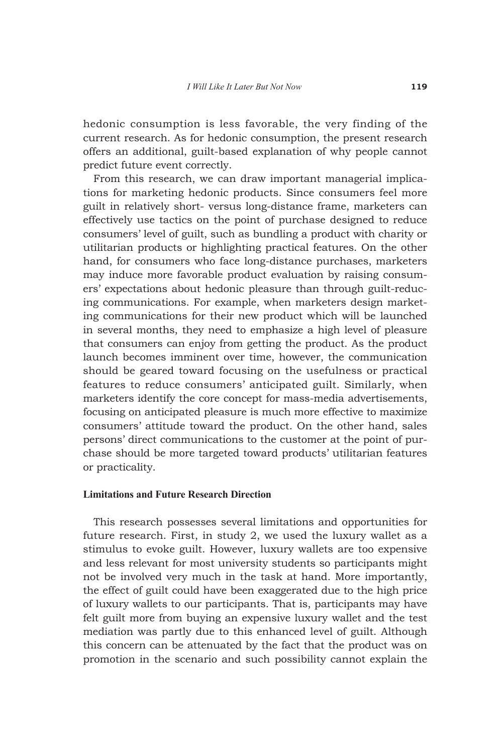hedonic consumption is less favorable, the very finding of the current research. As for hedonic consumption, the present research offers an additional, guilt-based explanation of why people cannot predict future event correctly.

From this research, we can draw important managerial implications for marketing hedonic products. Since consumers feel more guilt in relatively short- versus long-distance frame, marketers can effectively use tactics on the point of purchase designed to reduce consumers' level of guilt, such as bundling a product with charity or utilitarian products or highlighting practical features. On the other hand, for consumers who face long-distance purchases, marketers may induce more favorable product evaluation by raising consumers' expectations about hedonic pleasure than through guilt-reducing communications. For example, when marketers design marketing communications for their new product which will be launched in several months, they need to emphasize a high level of pleasure that consumers can enjoy from getting the product. As the product launch becomes imminent over time, however, the communication should be geared toward focusing on the usefulness or practical features to reduce consumers' anticipated guilt. Similarly, when marketers identify the core concept for mass-media advertisements, focusing on anticipated pleasure is much more effective to maximize consumers' attitude toward the product. On the other hand, sales persons' direct communications to the customer at the point of purchase should be more targeted toward products' utilitarian features or practicality.

### Limitations and Future Research Direction

This research possesses several limitations and opportunities for future research. First, in study 2, we used the luxury wallet as a stimulus to evoke guilt. However, luxury wallets are too expensive and less relevant for most university students so participants might not be involved very much in the task at hand. More importantly, the effect of guilt could have been exaggerated due to the high price of luxury wallets to our participants. That is, participants may have felt guilt more from buying an expensive luxury wallet and the test mediation was partly due to this enhanced level of guilt. Although this concern can be attenuated by the fact that the product was on promotion in the scenario and such possibility cannot explain the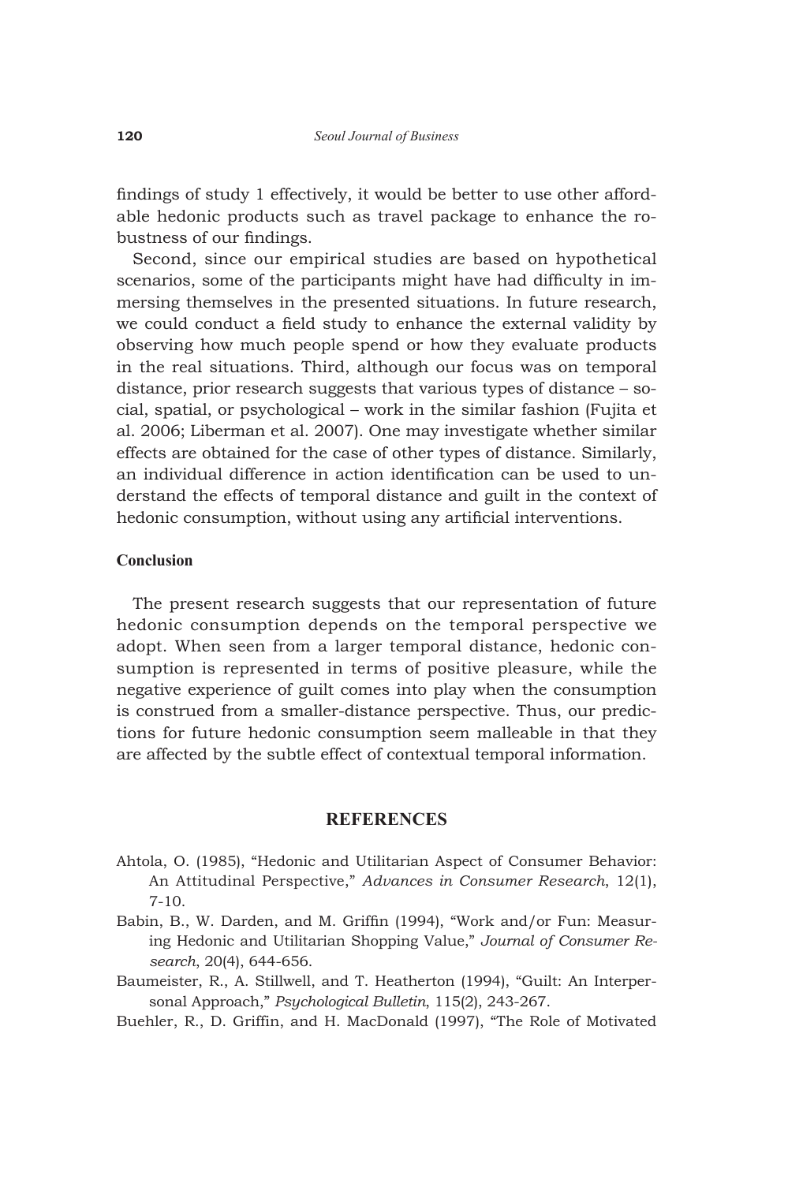findings of study 1 effectively, it would be better to use other affordable hedonic products such as travel package to enhance the robustness of our findings.

Second, since our empirical studies are based on hypothetical scenarios, some of the participants might have had difficulty in immersing themselves in the presented situations. In future research, we could conduct a field study to enhance the external validity by observing how much people spend or how they evaluate products in the real situations. Third, although our focus was on temporal distance, prior research suggests that various types of distance – social, spatial, or psychological – work in the similar fashion (Fujita et al. 2006; Liberman et al. 2007). One may investigate whether similar effects are obtained for the case of other types of distance. Similarly, an individual difference in action identification can be used to understand the effects of temporal distance and guilt in the context of hedonic consumption, without using any artificial interventions.

### Conclusion

The present research suggests that our representation of future hedonic consumption depends on the temporal perspective we adopt. When seen from a larger temporal distance, hedonic consumption is represented in terms of positive pleasure, while the negative experience of guilt comes into play when the consumption is construed from a smaller-distance perspective. Thus, our predictions for future hedonic consumption seem malleable in that they are affected by the subtle effect of contextual temporal information.

## REFERENCES

Ahtola, O. (1985), "Hedonic and Utilitarian Aspect of Consumer Behavior: An Attitudinal Perspective," *Advances in Consumer Research*, 12(1), 7-10.

Babin, B., W. Darden, and M. Griffin (1994), "Work and/or Fun: Measuring Hedonic and Utilitarian Shopping Value," *Journal of Consumer Research*, 20(4), 644-656.

Baumeister, R., A. Stillwell, and T. Heatherton (1994), "Guilt: An Interpersonal Approach," *Psychological Bulletin*, 115(2), 243-267.

Buehler, R., D. Griffin, and H. MacDonald (1997), "The Role of Motivated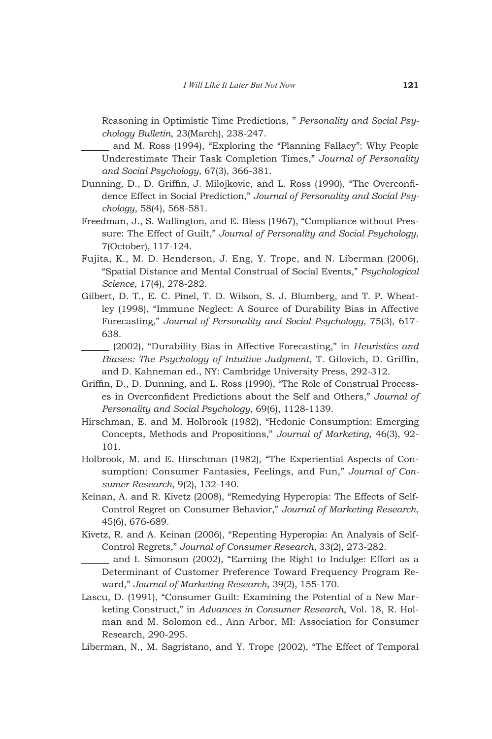Reasoning in Optimistic Time Predictions, " *Personality and Social Psychology Bulletin*, 23(March), 238-247.

______ and M. Ross (1994), "Exploring the "Planning Fallacy": Why People Underestimate Their Task Completion Times," *Journal of Personality and Social Psychology*, 67(3), 366-381.

Dunning, D., D. Griffin, J. Milojkovic, and L. Ross (1990), "The Overconfidence Effect in Social Prediction," *Journal of Personality and Social Psychology*, 58(4), 568-581.

Freedman, J., S. Wallington, and E. Bless (1967), "Compliance without Pressure: The Effect of Guilt," *Journal of Personality and Social Psychology*, 7(October), 117-124.

Fujita, K., M. D. Henderson, J. Eng, Y. Trope, and N. Liberman (2006), "Spatial Distance and Mental Construal of Social Events," *Psychological Science*, 17(4), 278-282.

Gilbert, D. T., E. C. Pinel, T. D. Wilson, S. J. Blumberg, and T. P. Wheatley (1998), "Immune Neglect: A Source of Durability Bias in Affective Forecasting," *Journal of Personality and Social Psychology*, 75(3), 617-638.

______ (2002), "Durability Bias in Affective Forecasting," in *Heuristics and Biases: The Psychology of Intuitive Judgment*, T. Gilovich, D. Griffin, and D. Kahneman ed., NY: Cambridge University Press, 292-312.

Griffin, D., D. Dunning, and L. Ross (1990), "The Role of Construal Processes in Overconfident Predictions about the Self and Others," *Journal of Personality and Social Psychology*, 69(6), 1128-1139.

Hirschman, E. and M. Holbrook (1982), "Hedonic Consumption: Emerging Concepts, Methods and Propositions," *Journal of Marketing*, 46(3), 92-101.

Holbrook, M. and E. Hirschman (1982), "The Experiential Aspects of Consumption: Consumer Fantasies, Feelings, and Fun," *Journal of Consumer Research*, 9(2), 132-140.

Keinan, A. and R. Kivetz (2008), "Remedying Hyperopia: The Effects of Self-Control Regret on Consumer Behavior," *Journal of Marketing Research*, 45(6), 676-689.

Kivetz, R. and A. Keinan (2006), "Repenting Hyperopia: An Analysis of Self-Control Regrets," *Journal of Consumer Research*, 33(2), 273-282.

______ and I. Simonson (2002), "Earning the Right to Indulge: Effort as a Determinant of Customer Preference Toward Frequency Program Reward," *Journal of Marketing Research*, 39(2), 155-170.

Lascu, D. (1991), "Consumer Guilt: Examining the Potential of a New Marketing Construct," in *Advances in Consumer Research*, Vol. 18, R. Holman and M. Solomon ed., Ann Arbor, MI: Association for Consumer Research, 290-295.

Liberman, N., M. Sagristano, and Y. Trope (2002), "The Effect of Temporal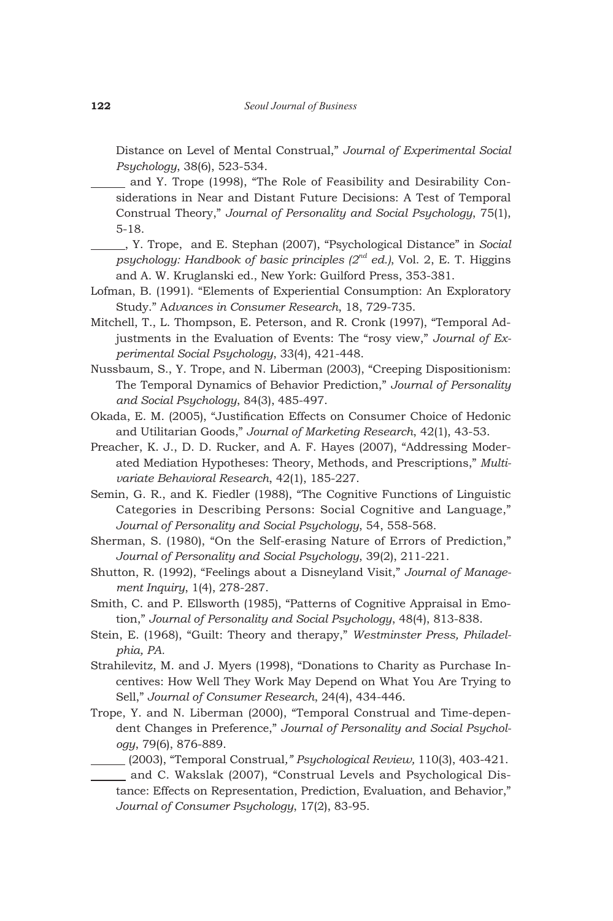Distance on Level of Mental Construal," *Journal of Experimental Social Psychology*, 38(6), 523-534.

______ and Y. Trope (1998), "The Role of Feasibility and Desirability Considerations in Near and Distant Future Decisions: A Test of Temporal Construal Theory," *Journal of Personality and Social Psychology*, 75(1), 5-18.

______, Y. Trope, and E. Stephan (2007), "Psychological Distance" in *Social psychology: Handbook of basic principles (2nd ed.)*, Vol. 2, E. T. Higgins and A. W. Kruglanski ed., New York: Guilford Press, 353-381.

Lofman, B. (1991). "Elements of Experiential Consumption: An Exploratory Study." *Advances in Consumer Research*, 18, 729-735.

Mitchell, T., L. Thompson, E. Peterson, and R. Cronk (1997), "Temporal Adjustments in the Evaluation of Events: The "rosy view," *Journal of Experimental Social Psychology*, 33(4), 421-448.

Nussbaum, S., Y. Trope, and N. Liberman (2003), "Creeping Dispositionism: The Temporal Dynamics of Behavior Prediction," *Journal of Personality and Social Psychology*, 84(3), 485-497.

Okada, E. M. (2005), "Justification Effects on Consumer Choice of Hedonic and Utilitarian Goods," *Journal of Marketing Research*, 42(1), 43-53.

Preacher, K. J., D. D. Rucker, and A. F. Hayes (2007), "Addressing Moderated Mediation Hypotheses: Theory, Methods, and Prescriptions," *Multivariate Behavioral Research*, 42(1), 185-227.

Semin, G. R., and K. Fiedler (1988), "The Cognitive Functions of Linguistic Categories in Describing Persons: Social Cognitive and Language," *Journal of Personality and Social Psychology*, 54, 558-568.

Sherman, S. (1980), "On the Self-erasing Nature of Errors of Prediction," *Journal of Personality and Social Psychology*, 39(2), 211-221.

Shutton, R. (1992), "Feelings about a Disneyland Visit," *Journal of Management Inquiry*, 1(4), 278-287.

Smith, C. and P. Ellsworth (1985), "Patterns of Cognitive Appraisal in Emotion," *Journal of Personality and Social Psychology*, 48(4), 813-838.

Stein, E. (1968), "Guilt: Theory and therapy," *Westminster Press, Philadelphia, PA.*

Strahilevitz, M. and J. Myers (1998), "Donations to Charity as Purchase Incentives: How Well They Work May Depend on What You Are Trying to Sell," *Journal of Consumer Research*, 24(4), 434-446.

Trope, Y. and N. Liberman (2000), "Temporal Construal and Time-dependent Changes in Preference," *Journal of Personality and Social Psychology*, 79(6), 876-889.

______ (2003), "Temporal Construal," *Psychological Review,* 110(3), 403-421.

______ and C. Wakslak (2007), "Construal Levels and Psychological Distance: Effects on Representation, Prediction, Evaluation, and Behavior," *Journal of Consumer Psychology*, 17(2), 83-95.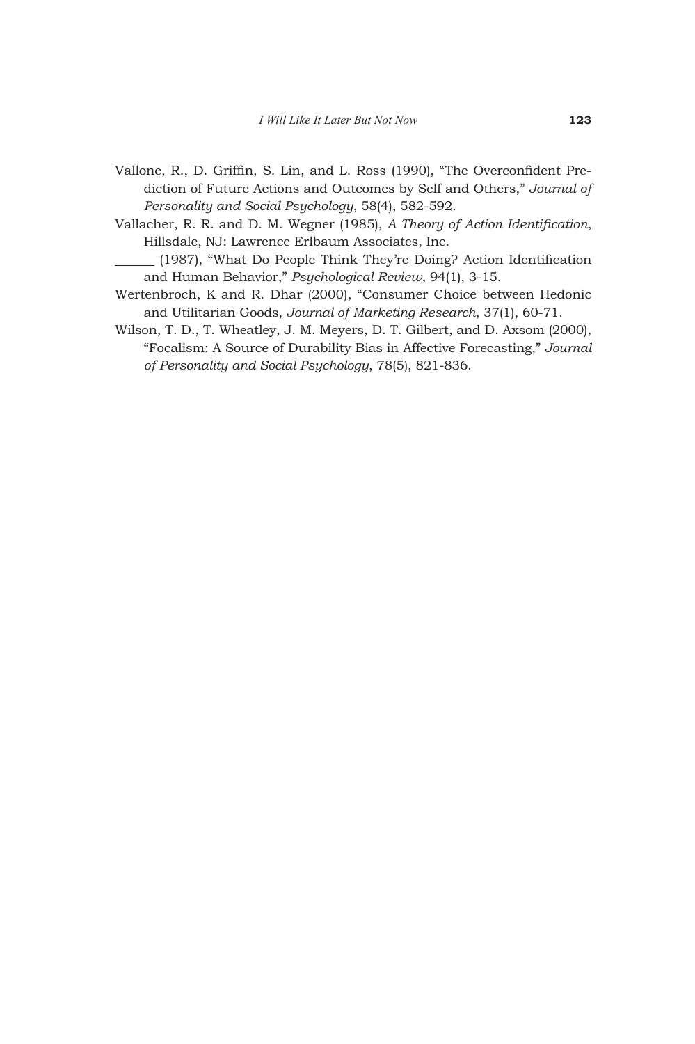Vallone, R., D. Griffin, S. Lin, and L. Ross (1990), "The Overconfident Prediction of Future Actions and Outcomes by Self and Others," *Journal of Personality and Social Psychology*, 58(4), 582-592.

Vallacher, R. R. and D. M. Wegner (1985), *A Theory of Action Identification*, Hillsdale, NJ: Lawrence Erlbaum Associates, Inc.

______ (1987), "What Do People Think They're Doing? Action Identification and Human Behavior," *Psychological Review*, 94(1), 3-15.

Wertenbroch, K and R. Dhar (2000), "Consumer Choice between Hedonic and Utilitarian Goods, *Journal of Marketing Research*, 37(1), 60-71.

Wilson, T. D., T. Wheatley, J. M. Meyers, D. T. Gilbert, and D. Axsom (2000), "Focalism: A Source of Durability Bias in Affective Forecasting," *Journal of Personality and Social Psychology*, 78(5), 821-836.